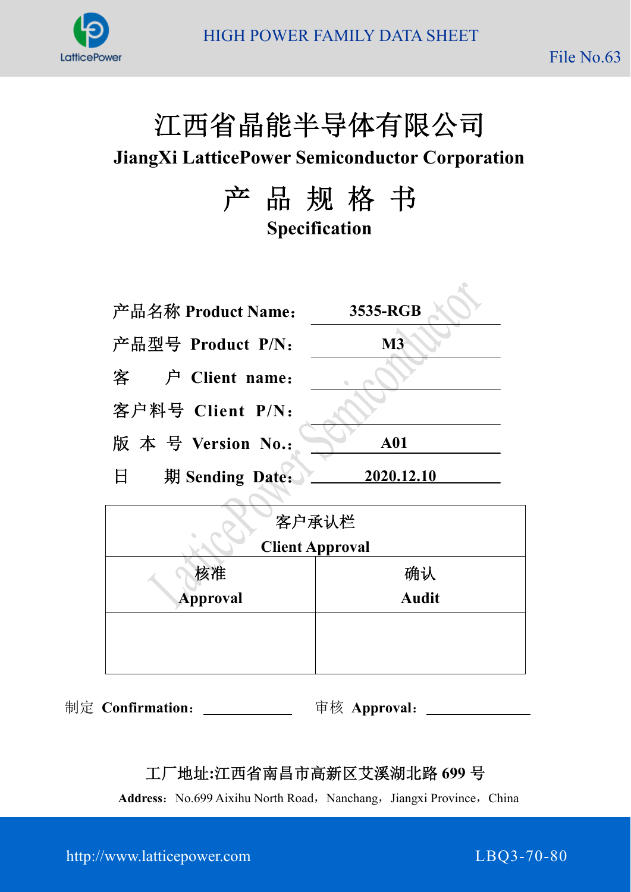# 江西省晶能半导体有限公司

**JiangXi LatticePower Semiconductor Corporation**

# 产 品 规 格 书

**Specification**

| | |
|---|---|
| 产品名称 **Product Name：** | **3535-RGB** |
| 产品型号 **Product P/N：** | **M3** |
| 客　　户 **Client name：** | |
| 客户料号 **Client P/N：** | |
| 版 本 号 **Version No.：** | **A01** |
| 日　　期 **Sending Date：** | **2020.12.10** |

| 客户承认栏 **Client Approval** | |
|---|---|
| 核准 **Approval** | 确认 **Audit** |
| | |

制定 **Confirmation：** ____________　　审核 **Approval：** ____________

**工厂地址:江西省南昌市高新区艾溪湖北路 699 号**

**Address：** No.699 Aixihu North Road，Nanchang，Jiangxi Province，China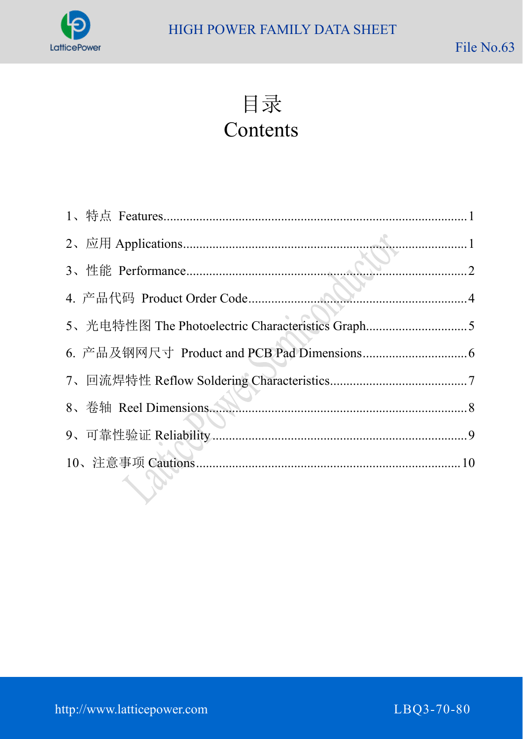# 目录
# Contents

1、特点 Features....................................................................................................1

2、应用 Applications..............................................................................................1

3、性能 Performance.............................................................................................2

4. 产品代码 Product Order Code..........................................................................4

5、光电特性图 The Photoelectric Characteristics Graph...................................5

6. 产品及钢网尺寸 Product and PCB Pad Dimensions.......................................6

7、回流焊特性 Reflow Soldering Characteristics...............................................7

8、卷轴 Reel Dimensions......................................................................................8

9、可靠性验证 Reliability.....................................................................................9

10、注意事项 Cautions.........................................................................................10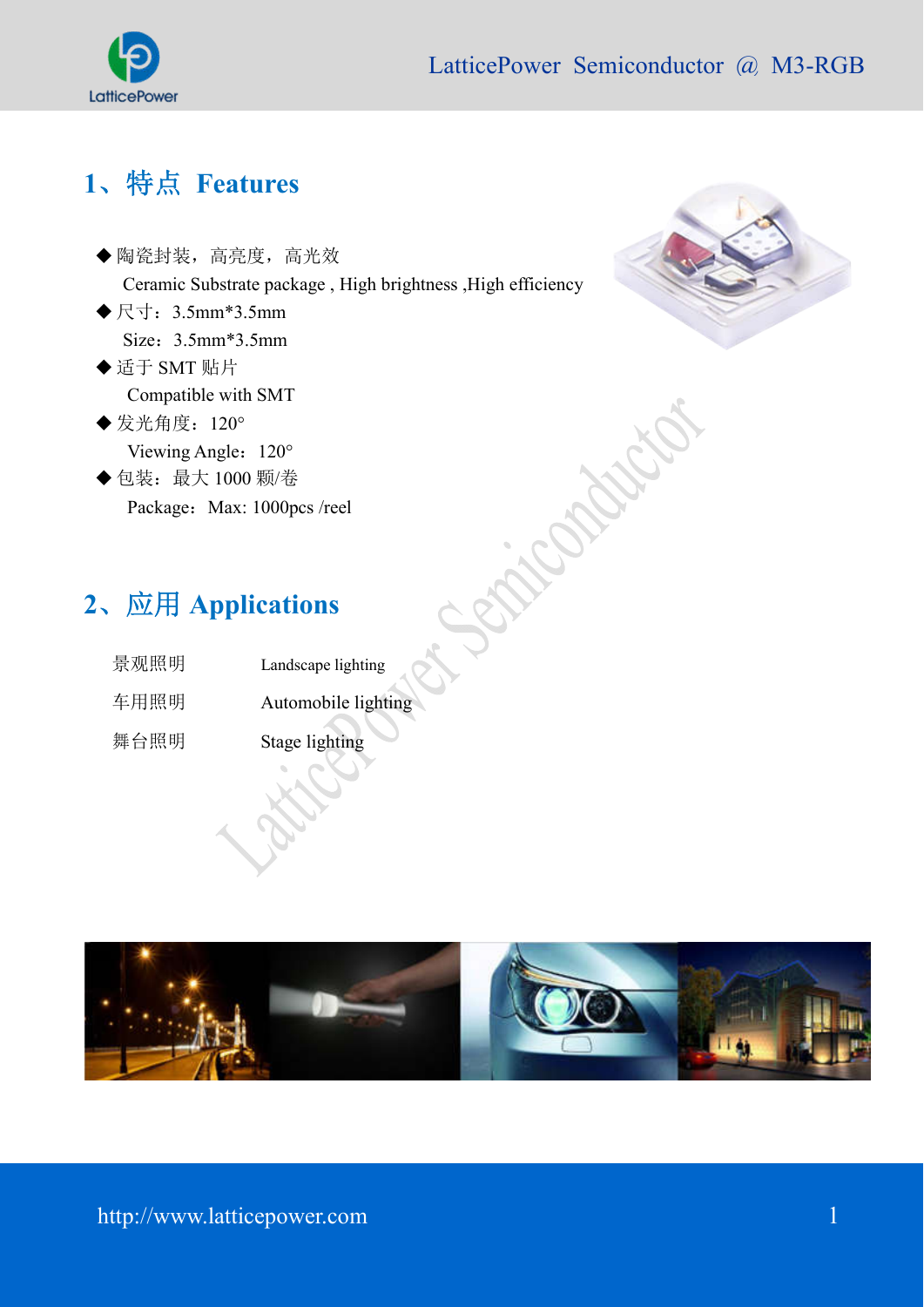## 1、特点 Features

◆ 陶瓷封装，高亮度，高光效

Ceramic Substrate package , High brightness ,High efficiency

◆ 尺寸：3.5mm*3.5mm

Size：3.5mm*3.5mm

◆ 适于 SMT 贴片

Compatible with SMT

◆ 发光角度：120°

Viewing Angle：120°

◆ 包装：最大 1000 颗/卷

Package：Max: 1000pcs /reel

## 2、应用 Applications

| 景观照明 | Landscape lighting |
|---|---|
| 车用照明 | Automobile lighting |
| 舞台照明 | Stage lighting |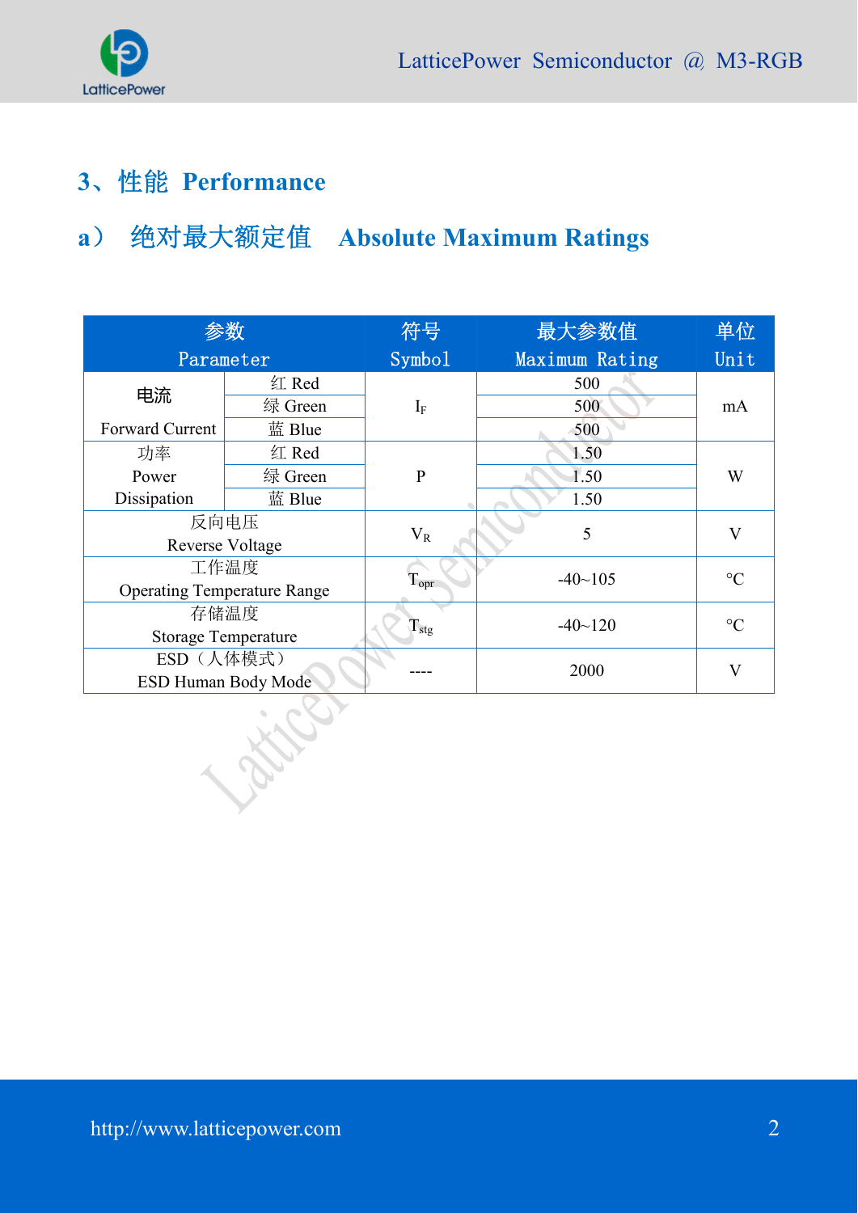## 3、性能 Performance

### a） 绝对最大额定值 Absolute Maximum Ratings

| 参数 Parameter | | 符号 Symbol | 最大参数值 Maximum Rating | 单位 Unit |
|---|---|---|---|---|
| 电流 Forward Current | 红 Red | $I_F$ | 500 | mA |
| | 绿 Green | | 500 | |
| | 蓝 Blue | | 500 | |
| 功率 Power Dissipation | 红 Red | P | 1.50 | W |
| | 绿 Green | | 1.50 | |
| | 蓝 Blue | | 1.50 | |
| 反向电压 Reverse Voltage | | $V_R$ | 5 | V |
| 工作温度 Operating Temperature Range | | $T_{opr}$ | -40~105 | °C |
| 存储温度 Storage Temperature | | $T_{stg}$ | -40~120 | °C |
| ESD（人体模式） ESD Human Body Mode | | ---- | 2000 | V |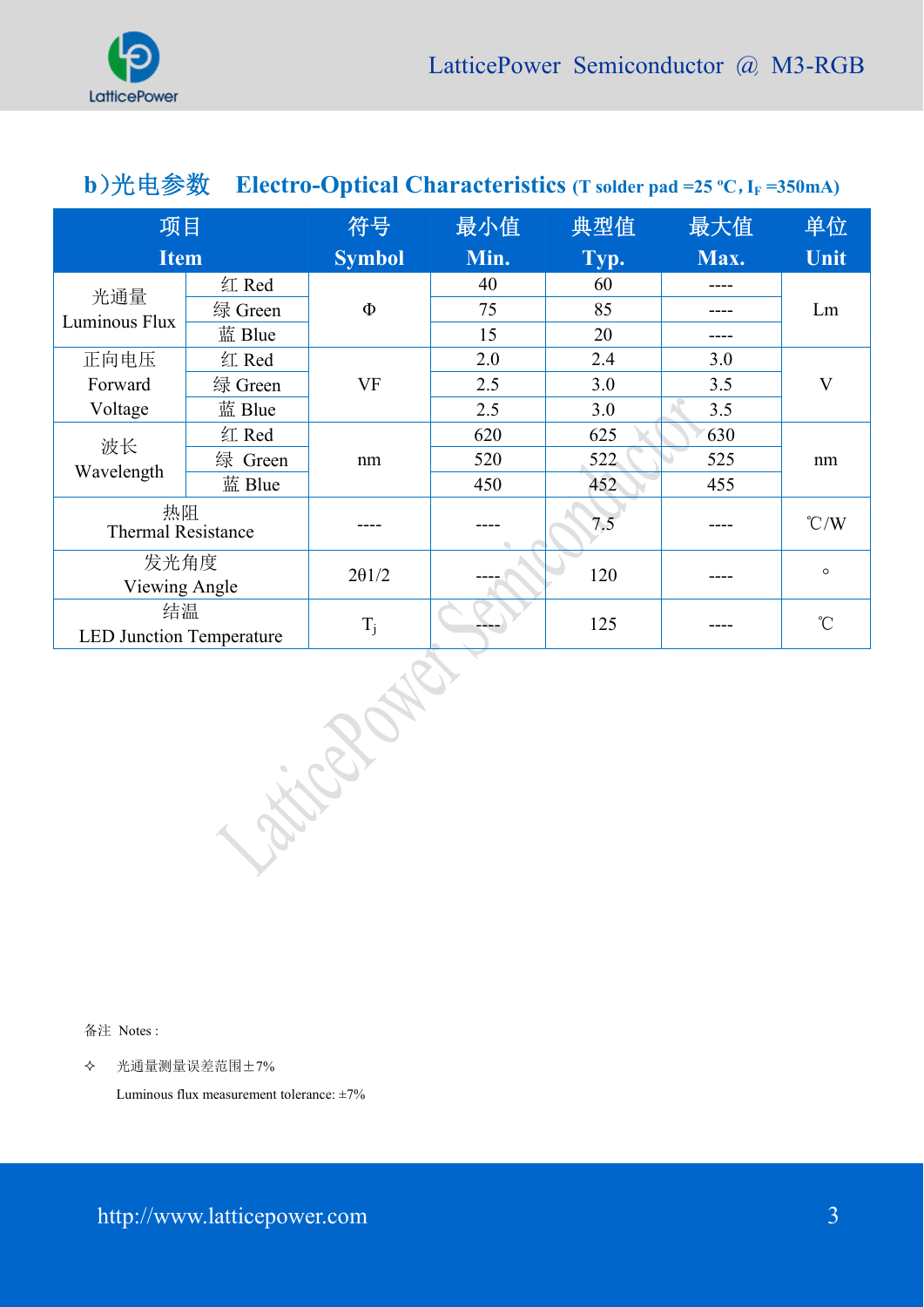## b)光电参数 Electro-Optical Characteristics (T solder pad =25 ºC, $I_F$ =350mA)

| 项目 Item | | 符号 Symbol | 最小值 Min. | 典型值 Typ. | 最大值 Max. | 单位 Unit |
|---|---|---|---|---|---|---|
| 光通量 Luminous Flux | 红 Red | Φ | 40 | 60 | ---- | Lm |
| | 绿 Green | | 75 | 85 | ---- | |
| | 蓝 Blue | | 15 | 20 | ---- | |
| 正向电压 Forward Voltage | 红 Red | VF | 2.0 | 2.4 | 3.0 | V |
| | 绿 Green | | 2.5 | 3.0 | 3.5 | |
| | 蓝 Blue | | 2.5 | 3.0 | 3.5 | |
| 波长 Wavelength | 红 Red | nm | 620 | 625 | 630 | nm |
| | 绿 Green | | 520 | 522 | 525 | |
| | 蓝 Blue | | 450 | 452 | 455 | |
| 热阻 Thermal Resistance | | ---- | ---- | 7.5 | ---- | ℃/W |
| 发光角度 Viewing Angle | | 2θ1/2 | ---- | 120 | ---- | ° |
| 结温 LED Junction Temperature | | $T_j$ | ---- | 125 | ---- | ℃ |

备注 Notes :

✧ 光通量测量误差范围±7%

Luminous flux measurement tolerance: ±7%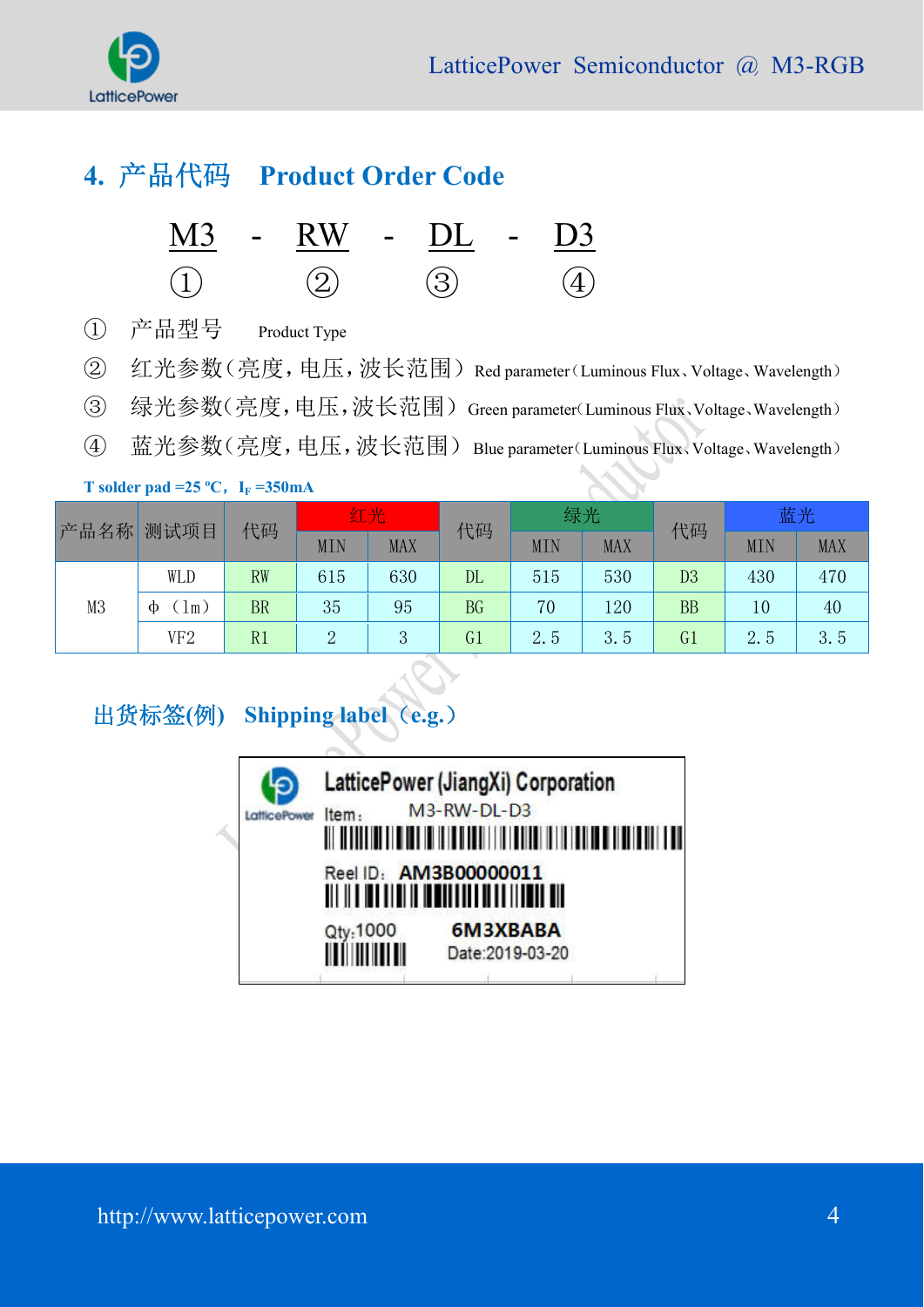## 4. 产品代码 Product Order Code

M3 - RW - DL - D3

① ② ③ ④

① 产品型号 Product Type

② 红光参数(亮度,电压,波长范围) Red parameter(Luminous Flux、Voltage、Wavelength)

③ 绿光参数(亮度,电压,波长范围) Green parameter(Luminous Flux、Voltage、Wavelength)

④ 蓝光参数(亮度,电压,波长范围) Blue parameter(Luminous Flux、Voltage、Wavelength)

**T solder pad =25 °C, $I_F$ =350mA**

| 产品名称 | 测试项目 | 代码 | 红光 | | 代码 | 绿光 | | 代码 | 蓝光 | |
|---|---|---|---|---|---|---|---|---|---|---|
| | | | MIN | MAX | | MIN | MAX | | MIN | MAX |
| M3 | WLD | RW | 615 | 630 | DL | 515 | 530 | D3 | 430 | 470 |
| | Φ(lm) | BR | 35 | 95 | BG | 70 | 120 | BB | 10 | 40 |
| | VF2 | R1 | 2 | 3 | G1 | 2.5 | 3.5 | G1 | 2.5 | 3.5 |

### 出货标签(例) Shipping label(e.g.)

LatticePower (JiangXi) Corporation

Item: M3-RW-DL-D3

Reel ID: AM3B00000011

Qty:1000 6M3XBABA

Date:2019-03-20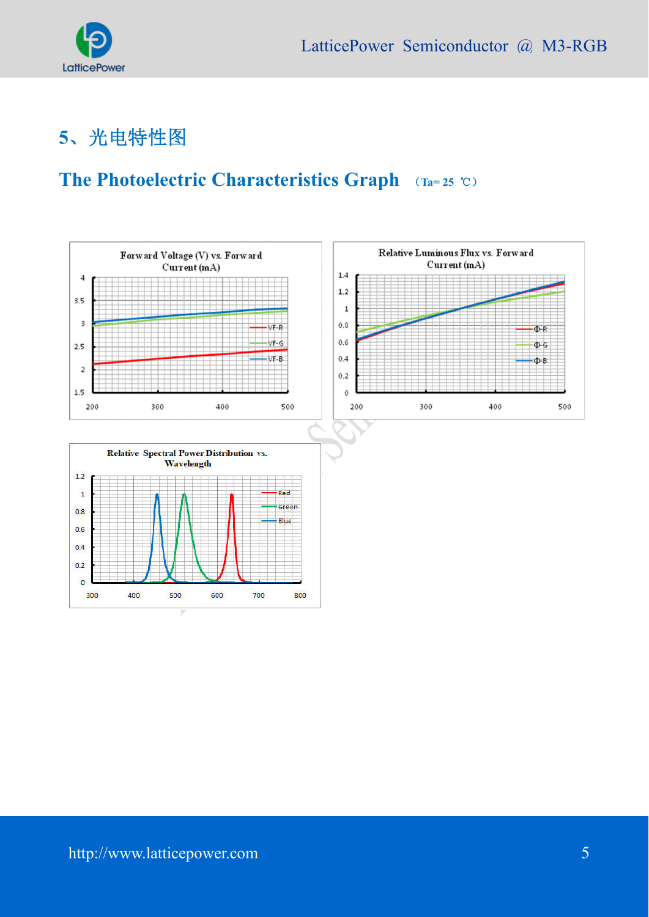## 5、光电特性图

## The Photoelectric Characteristics Graph （Ta= 25 ℃）

Forward Voltage (V) vs. Forward Current (mA)

Relative Luminous Flux vs. Forward Current (mA)

Relative Spectral Power Distribution vs. Wavelength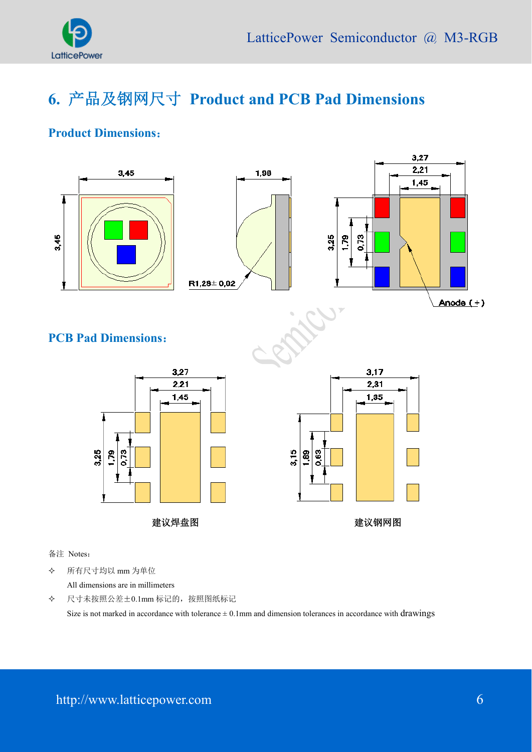## 6. 产品及钢网尺寸 Product and PCB Pad Dimensions

### Product Dimensions：

### PCB Pad Dimensions：

建议焊盘图

建议钢网图

备注 Notes：

- 所有尺寸均以 mm 为单位
  All dimensions are in millimeters
- 尺寸未按照公差±0.1mm 标记的，按照图纸标记
  Size is not marked in accordance with tolerance ± 0.1mm and dimension tolerances in accordance with drawings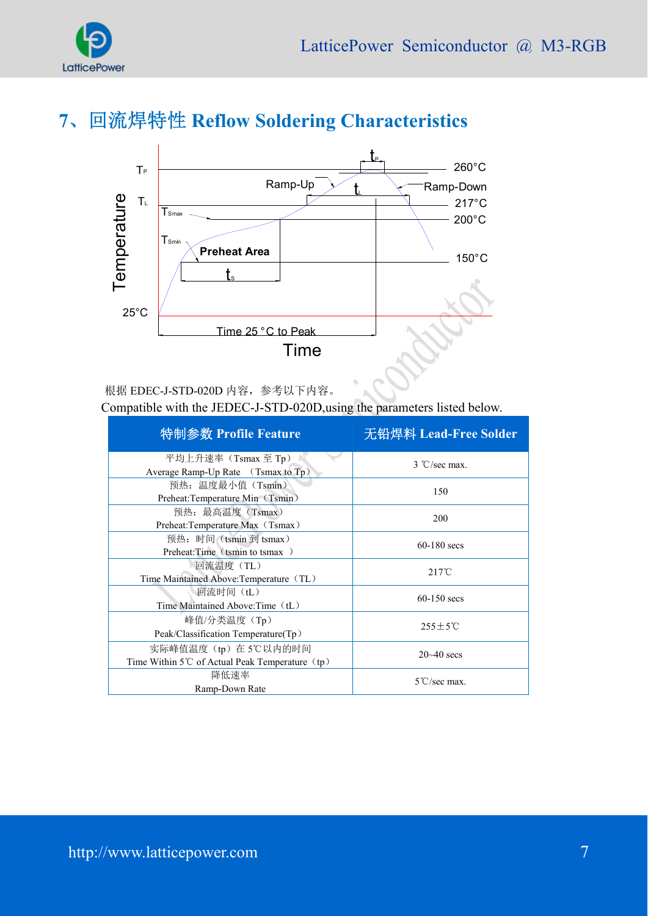## 7、回流焊特性 Reflow Soldering Characteristics

根据 EDEC-J-STD-020D 内容，参考以下内容。

Compatible with the JEDEC-J-STD-020D,using the parameters listed below.

| 特制参数 Profile Feature | 无铅焊料 Lead-Free Solder |
|---|---|
| 平均上升速率（Tsmax 至 Tp）<br>Average Ramp-Up Rate （Tsmax to Tp） | 3 ℃/sec max. |
| 预热：温度最小值（Tsmin）<br>Preheat:Temperature Min（Tsmin） | 150 |
| 预热：最高温度（Tsmax）<br>Preheat:Temperature Max（Tsmax） | 200 |
| 预热：时间（tsmin 到 tsmax）<br>Preheat:Time（tsmin to tsmax ） | 60-180 secs |
| 回流温度（TL）<br>Time Maintained Above:Temperature（TL） | 217℃ |
| 回流时间（tL）<br>Time Maintained Above:Time（tL） | 60-150 secs |
| 峰值/分类温度（Tp）<br>Peak/Classification Temperature(Tp） | 255±5℃ |
| 实际峰值温度（tp）在 5℃以内的时间<br>Time Within 5℃ of Actual Peak Temperature（tp） | 20~40 secs |
| 降低速率<br>Ramp-Down Rate | 5℃/sec max. |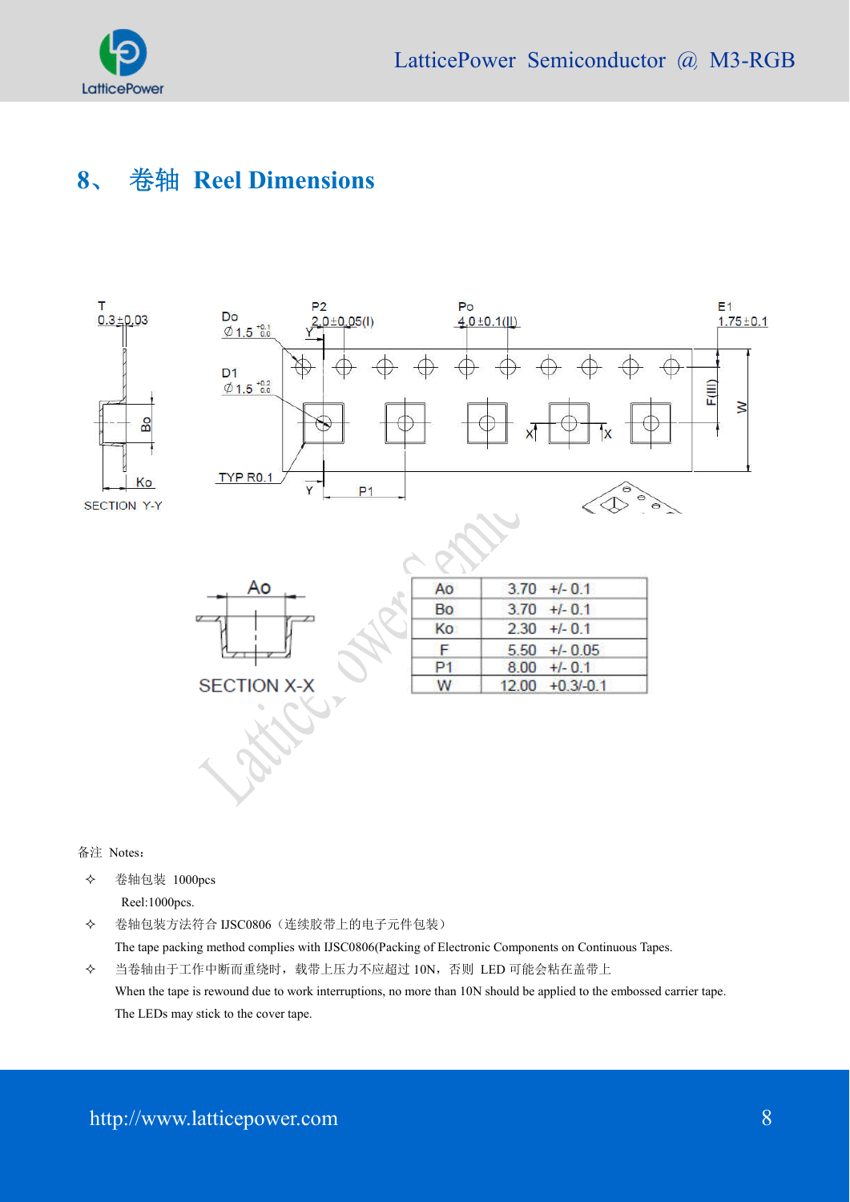## 8、 卷轴 Reel Dimensions

| Ao | 3.70 +/- 0.1 |
|---|---|
| Bo | 3.70 +/- 0.1 |
| Ko | 2.30 +/- 0.1 |
| F | 5.50 +/- 0.05 |
| P1 | 8.00 +/- 0.1 |
| W | 12.00 +0.3/-0.1 |

备注 Notes：

- ✧ 卷轴包装 1000pcs
  
  Reel:1000pcs.
- ✧ 卷轴包装方法符合 IJSC0806（连续胶带上的电子元件包装）
  
  The tape packing method complies with IJSC0806(Packing of Electronic Components on Continuous Tapes.
- ✧ 当卷轴由于工作中断而重绕时，载带上压力不应超过 10N，否则 LED 可能会粘在盖带上
  
  When the tape is rewound due to work interruptions, no more than 10N should be applied to the embossed carrier tape. The LEDs may stick to the cover tape.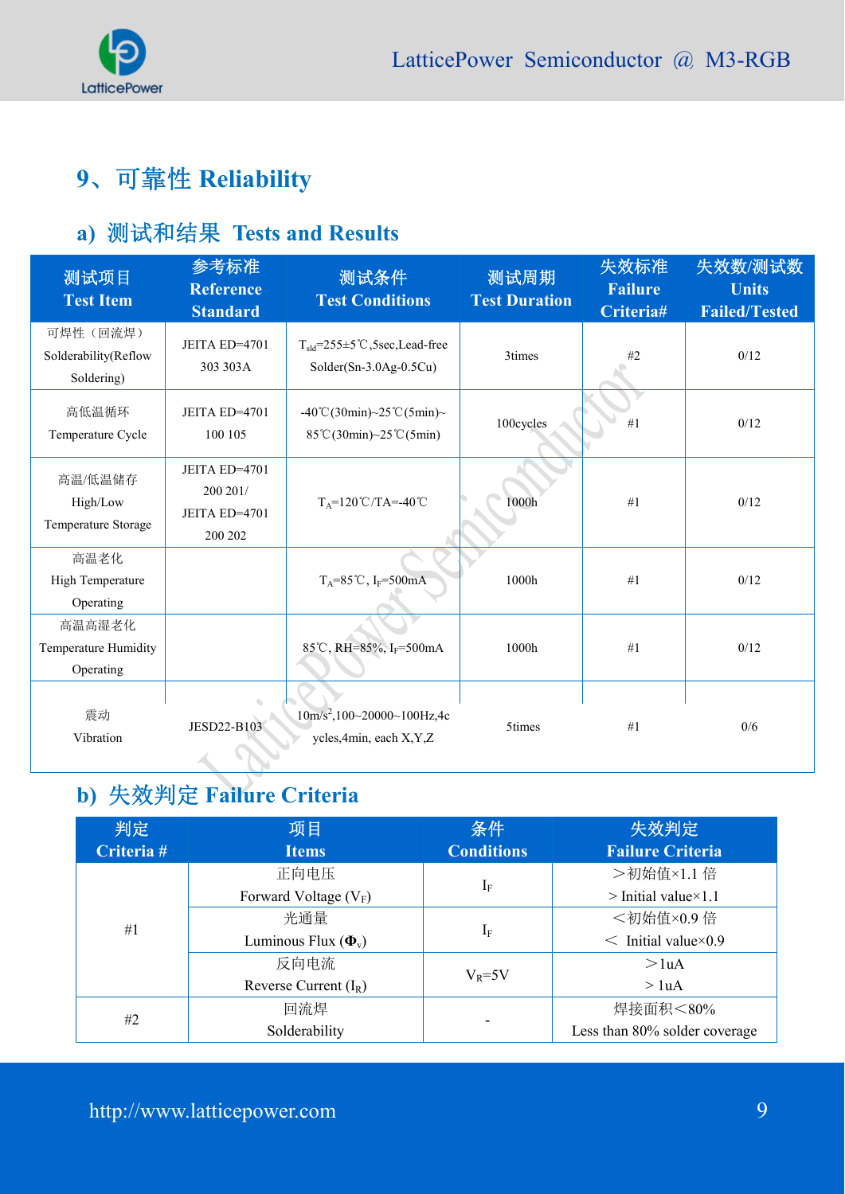## 9、可靠性 Reliability

### a) 测试和结果 Tests and Results

| 测试项目 Test Item | 参考标准 Reference Standard | 测试条件 Test Conditions | 测试周期 Test Duration | 失效标准 Failure Criteria# | 失效数/测试数 Units Failed/Tested |
|---|---|---|---|---|---|
| 可焊性（回流焊） Solderability(Reflow Soldering) | JEITA ED=4701 303 303A | $T_{sld}$=255±5℃,5sec,Lead-free Solder(Sn-3.0Ag-0.5Cu) | 3times | #2 | 0/12 |
| 高低温循环 Temperature Cycle | JEITA ED=4701 100 105 | -40℃(30min)~25℃(5min)~85℃(30min)~25℃(5min) | 100cycles | #1 | 0/12 |
| 高温/低温储存 High/Low Temperature Storage | JEITA ED=4701 200 201/ JEITA ED=4701 200 202 | $T_A$=120℃/TA=-40℃ | 1000h | #1 | 0/12 |
| 高温老化 High Temperature Operating | | $T_A$=85℃, $I_F$=500mA | 1000h | #1 | 0/12 |
| 高温高湿老化 Temperature Humidity Operating | | 85℃, RH=85%, $I_F$=500mA | 1000h | #1 | 0/12 |
| 震动 Vibration | JESD22-B103 | 10m/s$^2$,100~20000~100Hz,4cycles,4min, each X,Y,Z | 5times | #1 | 0/6 |

### b) 失效判定 Failure Criteria

| 判定 Criteria # | 项目 Items | 条件 Conditions | 失效判定 Failure Criteria |
|---|---|---|---|
| #1 | 正向电压 Forward Voltage ($V_F$) | $I_F$ | ＞初始值×1.1 倍 ＞Initial value×1.1 |
| | 光通量 Luminous Flux ($\Phi_v$) | $I_F$ | ＜初始值×0.9 倍 ＜ Initial value×0.9 |
| | 反向电流 Reverse Current ($I_R$) | $V_R$=5V | ＞1uA ＞1uA |
| #2 | 回流焊 Solderability | - | 焊接面积＜80% Less than 80% solder coverage |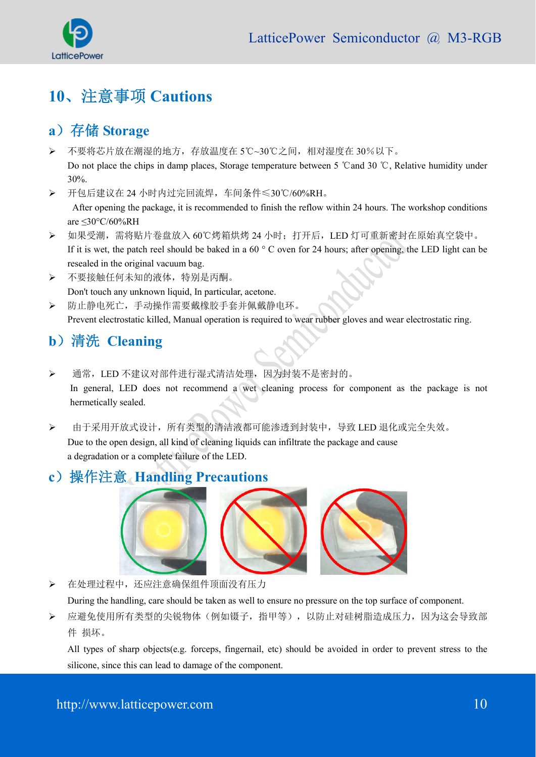# 10、注意事项 Cautions

## a）存储 Storage

- 不要将芯片放在潮湿的地方，存放温度在 5℃~30℃之间，相对湿度在 30%以下。
  Do not place the chips in damp places, Storage temperature between 5 ℃and 30 ℃, Relative humidity under 30%.
- 开包后建议在 24 小时内过完回流焊，车间条件≤30℃/60%RH。
  After opening the package, it is recommended to finish the reflow within 24 hours. The workshop conditions are ≤30°C/60%RH
- 如果受潮，需将贴片卷盘放入 60℃烤箱烘烤 24 小时；打开后，LED 灯可重新密封在原始真空袋中。
  If it is wet, the patch reel should be baked in a 60 ° C oven for 24 hours; after opening, the LED light can be resealed in the original vacuum bag.
- 不要接触任何未知的液体，特别是丙酮。
  Don't touch any unknown liquid, In particular, acetone.
- 防止静电死亡，手动操作需要戴橡胶手套并佩戴静电环。
  Prevent electrostatic killed, Manual operation is required to wear rubber gloves and wear electrostatic ring.

## b）清洗 Cleaning

- 通常，LED 不建议对部件进行湿式清洁处理，因为封装不是密封的。
  In general, LED does not recommend a wet cleaning process for component as the package is not hermetically sealed.
- 由于采用开放式设计，所有类型的清洁液都可能渗透到封装中，导致 LED 退化或完全失效。
  Due to the open design, all kind of cleaning liquids can infiltrate the package and cause a degradation or a complete failure of the LED.

## c）操作注意 Handling Precautions

- 在处理过程中，还应注意确保组件顶面没有压力
  During the handling, care should be taken as well to ensure no pressure on the top surface of component.
- 应避免使用所有类型的尖锐物体（例如镊子，指甲等），以防止对硅树脂造成压力，因为这会导致部件 损坏。
  All types of sharp objects(e.g. forceps, fingernail, etc) should be avoided in order to prevent stress to the silicone, since this can lead to damage of the component.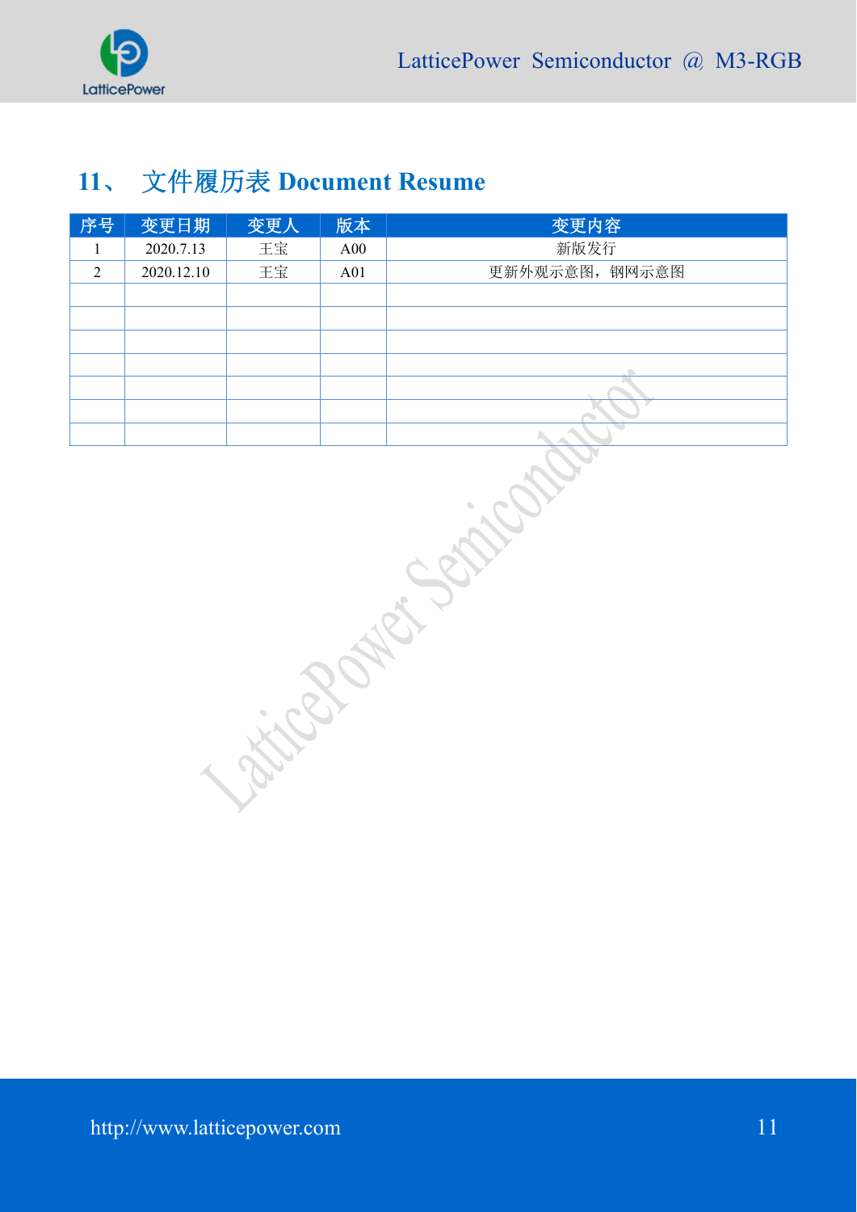## 11、 文件履历表 Document Resume

| 序号 | 变更日期 | 变更人 | 版本 | 变更内容 |
|---|---|---|---|---|
| 1 | 2020.7.13 | 王宝 | A00 | 新版发行 |
| 2 | 2020.12.10 | 王宝 | A01 | 更新外观示意图，钢网示意图 |
| | | | | |
| | | | | |
| | | | | |
| | | | | |
| | | | | |
| | | | | |
| | | | | |

http://www.latticepower.com